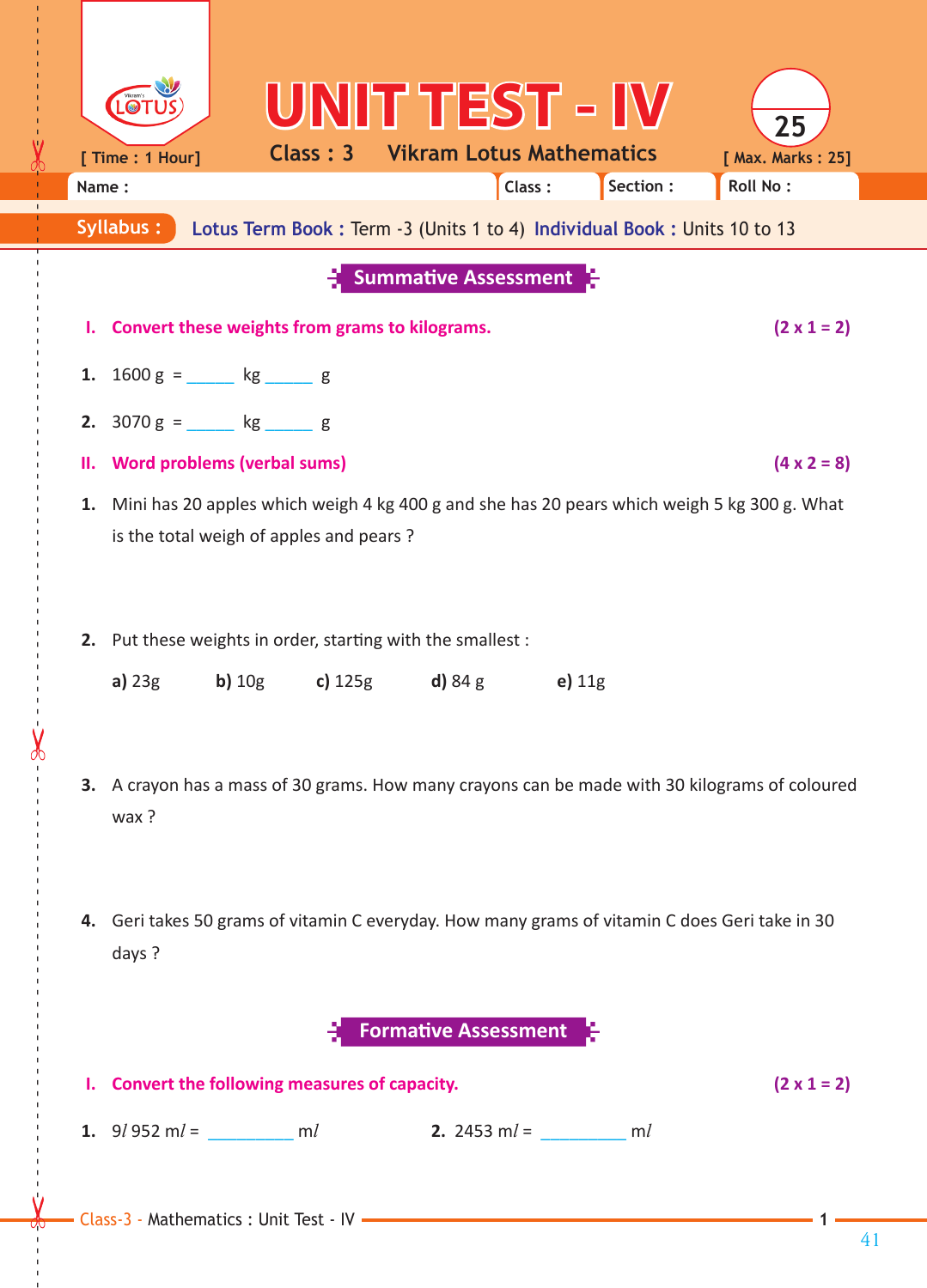# UNIT TEST - IV

**Class : 3** — **Vikram Lotus Mathematics**

[ Time : 1 Hour] [ Max. Marks : 25]

Name : Class : Section : Roll No :

**Syllabus :** Lotus Term Book : Term -3 (Units 1 to 4) Individual Book : Units 10 to 13

## Summative Assessment

**I. Convert these weights from grams to kilograms.** **(2 x 1 = 2)**

1. 1600 g = ______ kg ______ g
2. 3070 g = ______ kg ______ g

**II. Word problems (verbal sums)** **(4 x 2 = 8)**

1. Mini has 20 apples which weigh 4 kg 400 g and she has 20 pears which weigh 5 kg 300 g. What is the total weigh of apples and pears ?

2. Put these weights in order, starting with the smallest :

   **a)** 23g **b)** 10g **c)** 125g **d)** 84 g **e)** 11g

3. A crayon has a mass of 30 grams. How many crayons can be made with 30 kilograms of coloured wax ?

4. Geri takes 50 grams of vitamin C everyday. How many grams of vitamin C does Geri take in 30 days ?

## Formative Assessment

**I. Convert the following measures of capacity.** **(2 x 1 = 2)**

1. 9*l* 952 m*l* = __________ m*l*
2. 2453 m*l* = __________ m*l*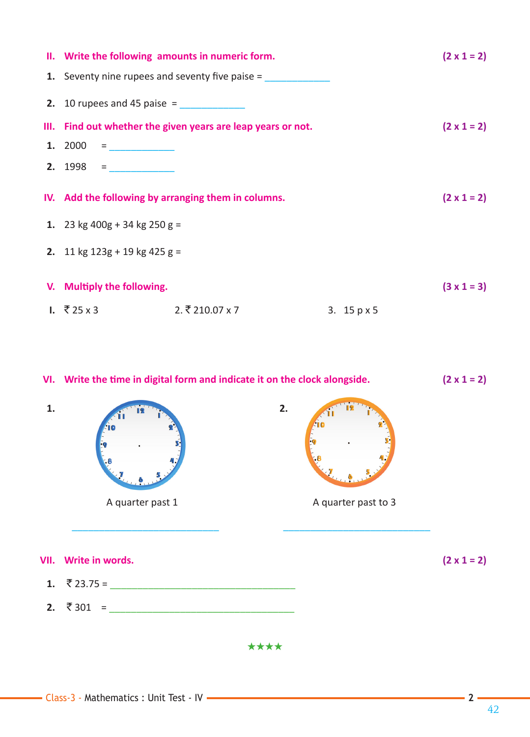## II. Write the following amounts in numeric form. (2 x 1 = 2)

1. Seventy nine rupees and seventy five paise = ____________

2. 10 rupees and 45 paise = ____________

## III. Find out whether the given years are leap years or not. (2 x 1 = 2)

1. 2000 = ____________
2. 1998 = ____________

## IV. Add the following by arranging them in columns. (2 x 1 = 2)

1. 23 kg 400g + 34 kg 250 g =

2. 11 kg 123g + 19 kg 425 g =

## V. Multiply the following. (3 x 1 = 3)

I. ₹ 25 x 3 2. ₹ 210.07 x 7 3. 15 p x 5

## VI. Write the time in digital form and indicate it on the clock alongside. (2 x 1 = 2)

1. A quarter past 1

____________________________

2. A quarter past to 3

____________________________

## VII. Write in words. (2 x 1 = 2)

1. ₹ 23.75 = ____________________________________

2. ₹ 301 = ____________________________________

★★★★